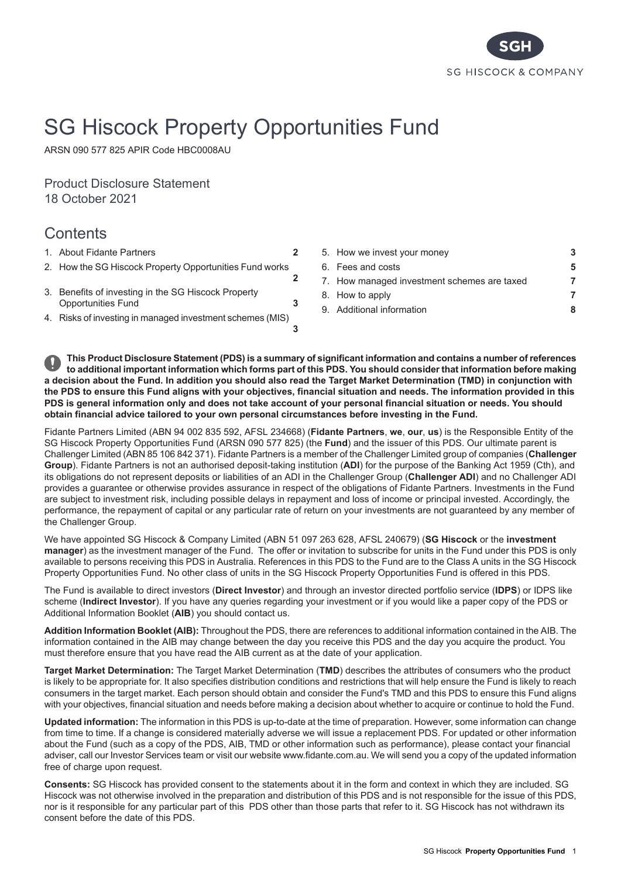SG HISCOCK & COMPANY

# SG Hiscock Property Opportunities Fund

ARSN 090 577 825 APIR Code HBC0008AU

Product Disclosure Statement
18 October 2021

## Contents

| | |
|---|---|
| 1. About Fidante Partners | 2 |
| 2. How the SG Hiscock Property Opportunities Fund works | 2 |
| 3. Benefits of investing in the SG Hiscock Property Opportunities Fund | 3 |
| 4. Risks of investing in managed investment schemes (MIS) | 3 |
| 5. How we invest your money | 3 |
| 6. Fees and costs | 5 |
| 7. How managed investment schemes are taxed | 7 |
| 8. How to apply | 7 |
| 9. Additional information | 8 |

**This Product Disclosure Statement (PDS) is a summary of significant information and contains a number of references to additional important information which forms part of this PDS. You should consider that information before making a decision about the Fund. In addition you should also read the Target Market Determination (TMD) in conjunction with the PDS to ensure this Fund aligns with your objectives, financial situation and needs. The information provided in this PDS is general information only and does not take account of your personal financial situation or needs. You should obtain financial advice tailored to your own personal circumstances before investing in the Fund.**

Fidante Partners Limited (ABN 94 002 835 592, AFSL 234668) (**Fidante Partners**, **we**, **our**, **us**) is the Responsible Entity of the SG Hiscock Property Opportunities Fund (ARSN 090 577 825) (the **Fund**) and the issuer of this PDS. Our ultimate parent is Challenger Limited (ABN 85 106 842 371). Fidante Partners is a member of the Challenger Limited group of companies (**Challenger Group**). Fidante Partners is not an authorised deposit-taking institution (**ADI**) for the purpose of the Banking Act 1959 (Cth), and its obligations do not represent deposits or liabilities of an ADI in the Challenger Group (**Challenger ADI**) and no Challenger ADI provides a guarantee or otherwise provides assurance in respect of the obligations of Fidante Partners. Investments in the Fund are subject to investment risk, including possible delays in repayment and loss of income or principal invested. Accordingly, the performance, the repayment of capital or any particular rate of return on your investments are not guaranteed by any member of the Challenger Group.

We have appointed SG Hiscock & Company Limited (ABN 51 097 263 628, AFSL 240679) (**SG Hiscock** or the **investment manager**) as the investment manager of the Fund. The offer or invitation to subscribe for units in the Fund under this PDS is only available to persons receiving this PDS in Australia. References in this PDS to the Fund are to the Class A units in the SG Hiscock Property Opportunities Fund. No other class of units in the SG Hiscock Property Opportunities Fund is offered in this PDS.

The Fund is available to direct investors (**Direct Investor**) and through an investor directed portfolio service (**IDPS**) or IDPS like scheme (**Indirect Investor**). If you have any queries regarding your investment or if you would like a paper copy of the PDS or Additional Information Booklet (**AIB**) you should contact us.

**Addition Information Booklet (AIB):** Throughout the PDS, there are references to additional information contained in the AIB. The information contained in the AIB may change between the day you receive this PDS and the day you acquire the product. You must therefore ensure that you have read the AIB current as at the date of your application.

**Target Market Determination:** The Target Market Determination (**TMD**) describes the attributes of consumers who the product is likely to be appropriate for. It also specifies distribution conditions and restrictions that will help ensure the Fund is likely to reach consumers in the target market. Each person should obtain and consider the Fund's TMD and this PDS to ensure this Fund aligns with your objectives, financial situation and needs before making a decision about whether to acquire or continue to hold the Fund.

**Updated information:** The information in this PDS is up-to-date at the time of preparation. However, some information can change from time to time. If a change is considered materially adverse we will issue a replacement PDS. For updated or other information about the Fund (such as a copy of the PDS, AIB, TMD or other information such as performance), please contact your financial adviser, call our Investor Services team or visit our website www.fidante.com.au. We will send you a copy of the updated information free of charge upon request.

**Consents:** SG Hiscock has provided consent to the statements about it in the form and context in which they are included. SG Hiscock was not otherwise involved in the preparation and distribution of this PDS and is not responsible for the issue of this PDS, nor is it responsible for any particular part of this PDS other than those parts that refer to it. SG Hiscock has not withdrawn its consent before the date of this PDS.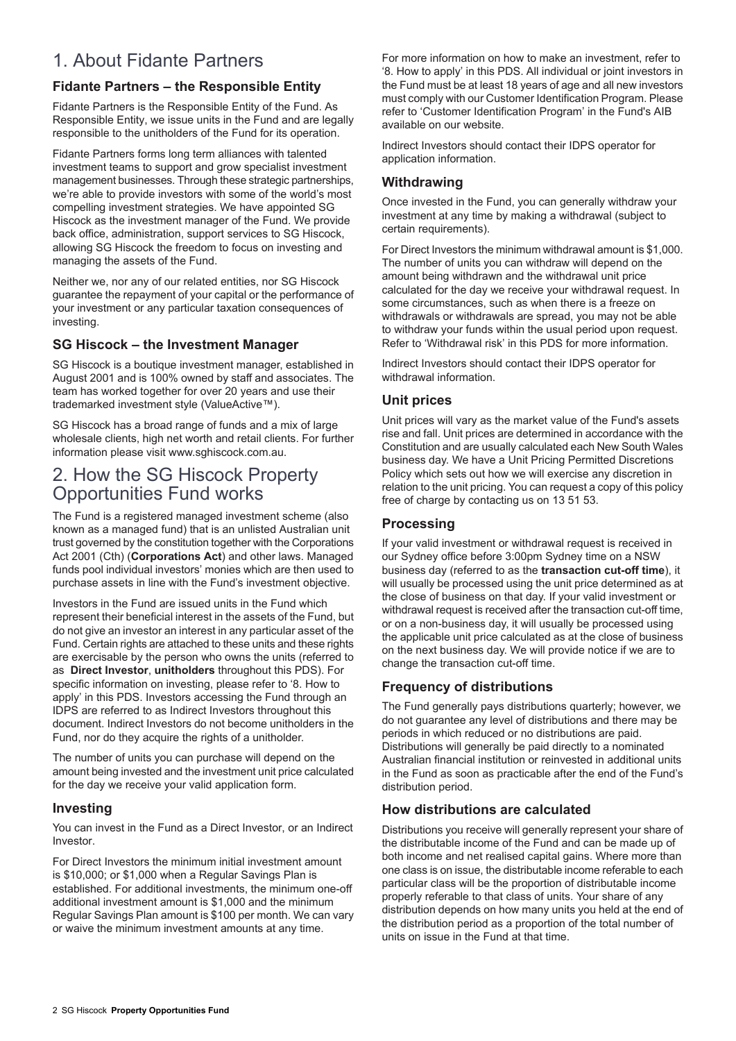# 1. About Fidante Partners

### Fidante Partners – the Responsible Entity

Fidante Partners is the Responsible Entity of the Fund. As Responsible Entity, we issue units in the Fund and are legally responsible to the unitholders of the Fund for its operation.

Fidante Partners forms long term alliances with talented investment teams to support and grow specialist investment management businesses. Through these strategic partnerships, we're able to provide investors with some of the world's most compelling investment strategies. We have appointed SG Hiscock as the investment manager of the Fund. We provide back office, administration, support services to SG Hiscock, allowing SG Hiscock the freedom to focus on investing and managing the assets of the Fund.

Neither we, nor any of our related entities, nor SG Hiscock guarantee the repayment of your capital or the performance of your investment or any particular taxation consequences of investing.

### SG Hiscock – the Investment Manager

SG Hiscock is a boutique investment manager, established in August 2001 and is 100% owned by staff and associates. The team has worked together for over 20 years and use their trademarked investment style (ValueActive™).

SG Hiscock has a broad range of funds and a mix of large wholesale clients, high net worth and retail clients. For further information please visit www.sghiscock.com.au.

# 2. How the SG Hiscock Property Opportunities Fund works

The Fund is a registered managed investment scheme (also known as a managed fund) that is an unlisted Australian unit trust governed by the constitution together with the Corporations Act 2001 (Cth) (**Corporations Act**) and other laws. Managed funds pool individual investors' monies which are then used to purchase assets in line with the Fund's investment objective.

Investors in the Fund are issued units in the Fund which represent their beneficial interest in the assets of the Fund, but do not give an investor an interest in any particular asset of the Fund. Certain rights are attached to these units and these rights are exercisable by the person who owns the units (referred to as **Direct Investor**, **unitholders** throughout this PDS). For specific information on investing, please refer to '8. How to apply' in this PDS. Investors accessing the Fund through an IDPS are referred to as Indirect Investors throughout this document. Indirect Investors do not become unitholders in the Fund, nor do they acquire the rights of a unitholder.

The number of units you can purchase will depend on the amount being invested and the investment unit price calculated for the day we receive your valid application form.

### Investing

You can invest in the Fund as a Direct Investor, or an Indirect Investor.

For Direct Investors the minimum initial investment amount is $10,000; or $1,000 when a Regular Savings Plan is established. For additional investments, the minimum one-off additional investment amount is $1,000 and the minimum Regular Savings Plan amount is $100 per month. We can vary or waive the minimum investment amounts at any time.

For more information on how to make an investment, refer to '8. How to apply' in this PDS. All individual or joint investors in the Fund must be at least 18 years of age and all new investors must comply with our Customer Identification Program. Please refer to 'Customer Identification Program' in the Fund's AIB available on our website.

Indirect Investors should contact their IDPS operator for application information.

### Withdrawing

Once invested in the Fund, you can generally withdraw your investment at any time by making a withdrawal (subject to certain requirements).

For Direct Investors the minimum withdrawal amount is $1,000. The number of units you can withdraw will depend on the amount being withdrawn and the withdrawal unit price calculated for the day we receive your withdrawal request. In some circumstances, such as when there is a freeze on withdrawals or withdrawals are spread, you may not be able to withdraw your funds within the usual period upon request. Refer to 'Withdrawal risk' in this PDS for more information.

Indirect Investors should contact their IDPS operator for withdrawal information.

### Unit prices

Unit prices will vary as the market value of the Fund's assets rise and fall. Unit prices are determined in accordance with the Constitution and are usually calculated each New South Wales business day. We have a Unit Pricing Permitted Discretions Policy which sets out how we will exercise any discretion in relation to the unit pricing. You can request a copy of this policy free of charge by contacting us on 13 51 53.

### Processing

If your valid investment or withdrawal request is received in our Sydney office before 3:00pm Sydney time on a NSW business day (referred to as the **transaction cut-off time**), it will usually be processed using the unit price determined as at the close of business on that day. If your valid investment or withdrawal request is received after the transaction cut-off time, or on a non-business day, it will usually be processed using the applicable unit price calculated as at the close of business on the next business day. We will provide notice if we are to change the transaction cut-off time.

### Frequency of distributions

The Fund generally pays distributions quarterly; however, we do not guarantee any level of distributions and there may be periods in which reduced or no distributions are paid. Distributions will generally be paid directly to a nominated Australian financial institution or reinvested in additional units in the Fund as soon as practicable after the end of the Fund's distribution period.

### How distributions are calculated

Distributions you receive will generally represent your share of the distributable income of the Fund and can be made up of both income and net realised capital gains. Where more than one class is on issue, the distributable income referable to each particular class will be the proportion of distributable income properly referable to that class of units. Your share of any distribution depends on how many units you held at the end of the distribution period as a proportion of the total number of units on issue in the Fund at that time.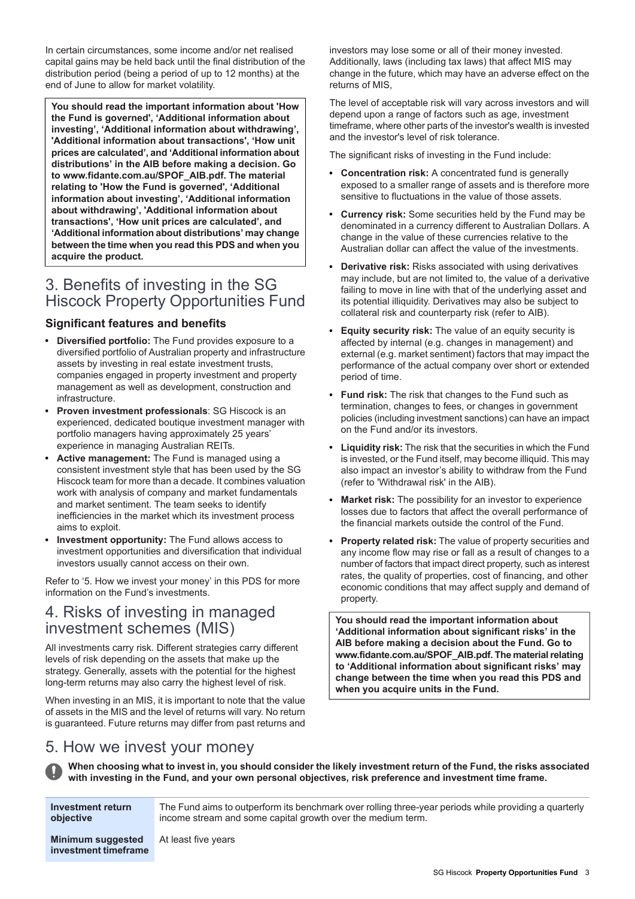In certain circumstances, some income and/or net realised capital gains may be held back until the final distribution of the distribution period (being a period of up to 12 months) at the end of June to allow for market volatility.

**You should read the important information about 'How the Fund is governed', 'Additional information about investing', 'Additional information about withdrawing', 'Additional information about transactions', 'How unit prices are calculated', and 'Additional information about distributions' in the AIB before making a decision. Go to www.fidante.com.au/SPOF_AIB.pdf. The material relating to 'How the Fund is governed', 'Additional information about investing', 'Additional information about withdrawing', 'Additional information about transactions', 'How unit prices are calculated', and 'Additional information about distributions' may change between the time when you read this PDS and when you acquire the product.**

# 3. Benefits of investing in the SG Hiscock Property Opportunities Fund

## Significant features and benefits

- **Diversified portfolio:** The Fund provides exposure to a diversified portfolio of Australian property and infrastructure assets by investing in real estate investment trusts, companies engaged in property investment and property management as well as development, construction and infrastructure.
- **Proven investment professionals**: SG Hiscock is an experienced, dedicated boutique investment manager with portfolio managers having approximately 25 years' experience in managing Australian REITs.
- **Active management:** The Fund is managed using a consistent investment style that has been used by the SG Hiscock team for more than a decade. It combines valuation work with analysis of company and market fundamentals and market sentiment. The team seeks to identify inefficiencies in the market which its investment process aims to exploit.
- **Investment opportunity:** The Fund allows access to investment opportunities and diversification that individual investors usually cannot access on their own.

Refer to '5. How we invest your money' in this PDS for more information on the Fund's investments.

# 4. Risks of investing in managed investment schemes (MIS)

All investments carry risk. Different strategies carry different levels of risk depending on the assets that make up the strategy. Generally, assets with the potential for the highest long-term returns may also carry the highest level of risk.

When investing in an MIS, it is important to note that the value of assets in the MIS and the level of returns will vary. No return is guaranteed. Future returns may differ from past returns and investors may lose some or all of their money invested. Additionally, laws (including tax laws) that affect MIS may change in the future, which may have an adverse effect on the returns of MIS,

The level of acceptable risk will vary across investors and will depend upon a range of factors such as age, investment timeframe, where other parts of the investor's wealth is invested and the investor's level of risk tolerance.

The significant risks of investing in the Fund include:

- **Concentration risk:** A concentrated fund is generally exposed to a smaller range of assets and is therefore more sensitive to fluctuations in the value of those assets.
- **Currency risk:** Some securities held by the Fund may be denominated in a currency different to Australian Dollars. A change in the value of these currencies relative to the Australian dollar can affect the value of the investments.
- **Derivative risk:** Risks associated with using derivatives may include, but are not limited to, the value of a derivative failing to move in line with that of the underlying asset and its potential illiquidity. Derivatives may also be subject to collateral risk and counterparty risk (refer to AIB).
- **Equity security risk:** The value of an equity security is affected by internal (e.g. changes in management) and external (e.g. market sentiment) factors that may impact the performance of the actual company over short or extended period of time.
- **Fund risk:** The risk that changes to the Fund such as termination, changes to fees, or changes in government policies (including investment sanctions) can have an impact on the Fund and/or its investors.
- **Liquidity risk:** The risk that the securities in which the Fund is invested, or the Fund itself, may become illiquid. This may also impact an investor's ability to withdraw from the Fund (refer to 'Withdrawal risk' in the AIB).
- **Market risk:** The possibility for an investor to experience losses due to factors that affect the overall performance of the financial markets outside the control of the Fund.
- **Property related risk:** The value of property securities and any income flow may rise or fall as a result of changes to a number of factors that impact direct property, such as interest rates, the quality of properties, cost of financing, and other economic conditions that may affect supply and demand of property.

**You should read the important information about 'Additional information about significant risks' in the AIB before making a decision about the Fund. Go to www.fidante.com.au/SPOF_AIB.pdf. The material relating to 'Additional information about significant risks' may change between the time when you read this PDS and when you acquire units in the Fund.**

# 5. How we invest your money

**When choosing what to invest in, you should consider the likely investment return of the Fund, the risks associated with investing in the Fund, and your own personal objectives, risk preference and investment time frame.**

| | |
|---|---|
| **Investment return objective** | The Fund aims to outperform its benchmark over rolling three-year periods while providing a quarterly income stream and some capital growth over the medium term. |
| **Minimum suggested investment timeframe** | At least five years |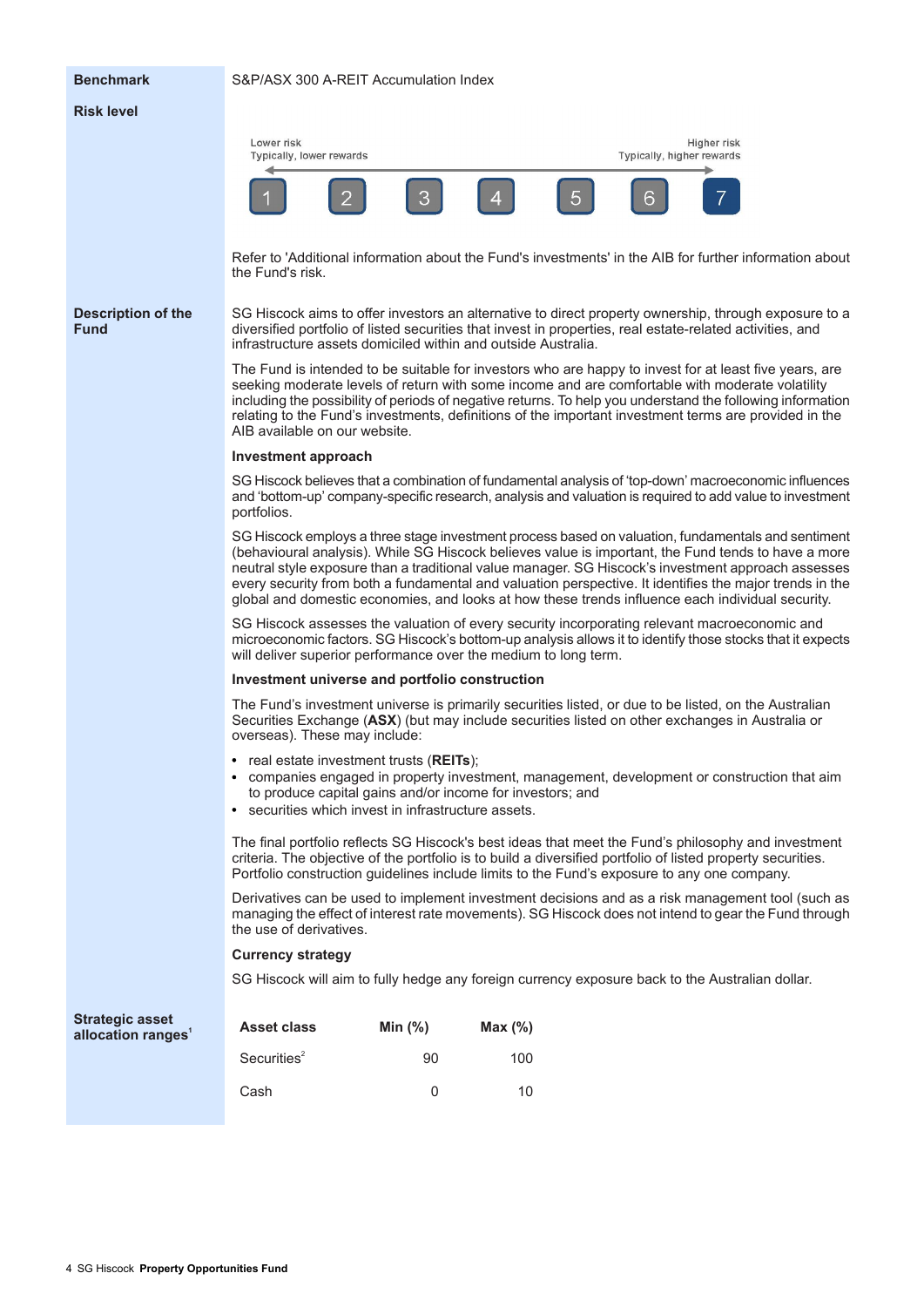**Benchmark**

S&P/ASX 300 A-REIT Accumulation Index

**Risk level**

Lower risk — Typically, lower rewards | Higher risk — Typically, higher rewards

1 | 2 | 3 | 4 | 5 | 6 | **7**

Refer to 'Additional information about the Fund's investments' in the AIB for further information about the Fund's risk.

**Description of the Fund**

SG Hiscock aims to offer investors an alternative to direct property ownership, through exposure to a diversified portfolio of listed securities that invest in properties, real estate-related activities, and infrastructure assets domiciled within and outside Australia.

The Fund is intended to be suitable for investors who are happy to invest for at least five years, are seeking moderate levels of return with some income and are comfortable with moderate volatility including the possibility of periods of negative returns. To help you understand the following information relating to the Fund's investments, definitions of the important investment terms are provided in the AIB available on our website.

**Investment approach**

SG Hiscock believes that a combination of fundamental analysis of 'top-down' macroeconomic influences and 'bottom-up' company-specific research, analysis and valuation is required to add value to investment portfolios.

SG Hiscock employs a three stage investment process based on valuation, fundamentals and sentiment (behavioural analysis). While SG Hiscock believes value is important, the Fund tends to have a more neutral style exposure than a traditional value manager. SG Hiscock's investment approach assesses every security from both a fundamental and valuation perspective. It identifies the major trends in the global and domestic economies, and looks at how these trends influence each individual security.

SG Hiscock assesses the valuation of every security incorporating relevant macroeconomic and microeconomic factors. SG Hiscock's bottom-up analysis allows it to identify those stocks that it expects will deliver superior performance over the medium to long term.

**Investment universe and portfolio construction**

The Fund's investment universe is primarily securities listed, or due to be listed, on the Australian Securities Exchange (**ASX**) (but may include securities listed on other exchanges in Australia or overseas). These may include:

- real estate investment trusts (**REITs**);
- companies engaged in property investment, management, development or construction that aim to produce capital gains and/or income for investors; and
- securities which invest in infrastructure assets.

The final portfolio reflects SG Hiscock's best ideas that meet the Fund's philosophy and investment criteria. The objective of the portfolio is to build a diversified portfolio of listed property securities. Portfolio construction guidelines include limits to the Fund's exposure to any one company.

Derivatives can be used to implement investment decisions and as a risk management tool (such as managing the effect of interest rate movements). SG Hiscock does not intend to gear the Fund through the use of derivatives.

**Currency strategy**

SG Hiscock will aim to fully hedge any foreign currency exposure back to the Australian dollar.

**Strategic asset allocation ranges**[1]

| Asset class | Min (%) | Max (%) |
|---|---|---|
| Securities[2] | 90 | 100 |
| Cash | 0 | 10 |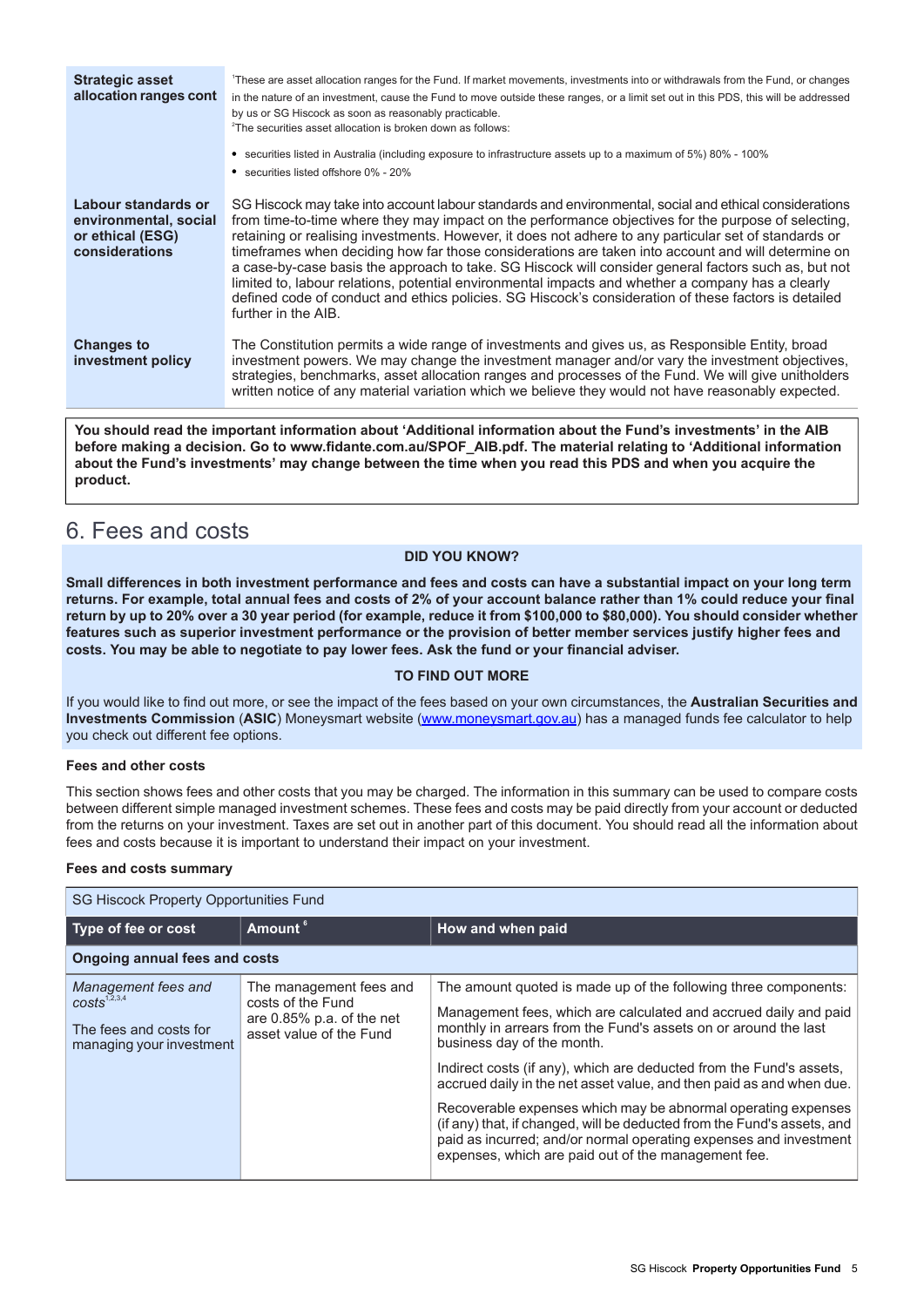| | |
|---|---|
| **Strategic asset allocation ranges cont** | [1]These are asset allocation ranges for the Fund. If market movements, investments into or withdrawals from the Fund, or changes in the nature of an investment, cause the Fund to move outside these ranges, or a limit set out in this PDS, this will be addressed by us or SG Hiscock as soon as reasonably practicable.<br>[2]The securities asset allocation is broken down as follows:<br>• securities listed in Australia (including exposure to infrastructure assets up to a maximum of 5%) 80% - 100%<br>• securities listed offshore 0% - 20% |
| **Labour standards or environmental, social or ethical (ESG) considerations** | SG Hiscock may take into account labour standards and environmental, social and ethical considerations from time-to-time where they may impact on the performance objectives for the purpose of selecting, retaining or realising investments. However, it does not adhere to any particular set of standards or timeframes when deciding how far those considerations are taken into account and will determine on a case-by-case basis the approach to take. SG Hiscock will consider general factors such as, but not limited to, labour relations, potential environmental impacts and whether a company has a clearly defined code of conduct and ethics policies. SG Hiscock's consideration of these factors is detailed further in the AIB. |
| **Changes to investment policy** | The Constitution permits a wide range of investments and gives us, as Responsible Entity, broad investment powers. We may change the investment manager and/or vary the investment objectives, strategies, benchmarks, asset allocation ranges and processes of the Fund. We will give unitholders written notice of any material variation which we believe they would not have reasonably expected. |

**You should read the important information about 'Additional information about the Fund's investments' in the AIB before making a decision. Go to www.fidante.com.au/SPOF_AIB.pdf. The material relating to 'Additional information about the Fund's investments' may change between the time when you read this PDS and when you acquire the product.**

# 6. Fees and costs

**DID YOU KNOW?**

**Small differences in both investment performance and fees and costs can have a substantial impact on your long term returns. For example, total annual fees and costs of 2% of your account balance rather than 1% could reduce your final return by up to 20% over a 30 year period (for example, reduce it from $100,000 to $80,000). You should consider whether features such as superior investment performance or the provision of better member services justify higher fees and costs. You may be able to negotiate to pay lower fees. Ask the fund or your financial adviser.**

**TO FIND OUT MORE**

If you would like to find out more, or see the impact of the fees based on your own circumstances, the **Australian Securities and Investments Commission** (**ASIC**) Moneysmart website (www.moneysmart.gov.au) has a managed funds fee calculator to help you check out different fee options.

### Fees and other costs

This section shows fees and other costs that you may be charged. The information in this summary can be used to compare costs between different simple managed investment schemes. These fees and costs may be paid directly from your account or deducted from the returns on your investment. Taxes are set out in another part of this document. You should read all the information about fees and costs because it is important to understand their impact on your investment.

### Fees and costs summary

| SG Hiscock Property Opportunities Fund | | |
|---|---|---|
| **Type of fee or cost** | **Amount** [6] | **How and when paid** |
| **Ongoing annual fees and costs** | | |
| *Management fees and costs*[1,2,3,4]<br><br>The fees and costs for managing your investment | The management fees and costs of the Fund are 0.85% p.a. of the net asset value of the Fund | The amount quoted is made up of the following three components:<br><br>Management fees, which are calculated and accrued daily and paid monthly in arrears from the Fund's assets on or around the last business day of the month.<br><br>Indirect costs (if any), which are deducted from the Fund's assets, accrued daily in the net asset value, and then paid as and when due.<br><br>Recoverable expenses which may be abnormal operating expenses (if any) that, if changed, will be deducted from the Fund's assets, and paid as incurred; and/or normal operating expenses and investment expenses, which are paid out of the management fee. |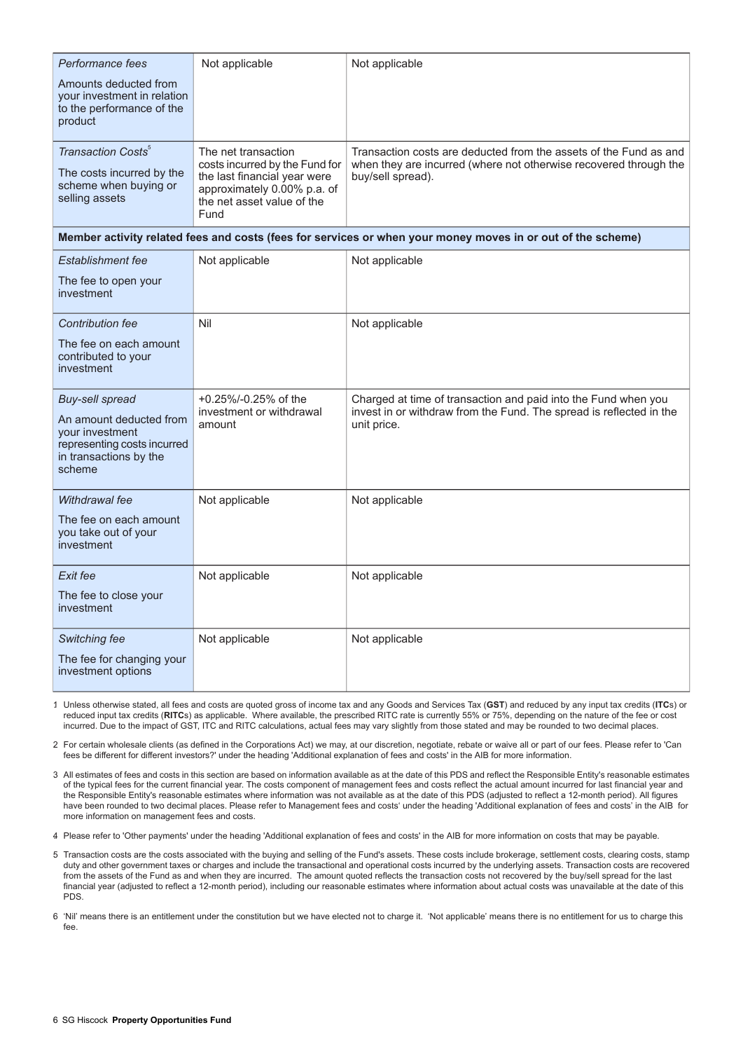| | | |
|---|---|---|
| *Performance fees*<br><br>Amounts deducted from your investment in relation to the performance of the product | Not applicable | Not applicable |
| *Transaction Costs*[5]<br><br>The costs incurred by the scheme when buying or selling assets | The net transaction costs incurred by the Fund for the last financial year were approximately 0.00% p.a. of the net asset value of the Fund | Transaction costs are deducted from the assets of the Fund as and when they are incurred (where not otherwise recovered through the buy/sell spread). |
| **Member activity related fees and costs (fees for services or when your money moves in or out of the scheme)** | | |
| *Establishment fee*<br><br>The fee to open your investment | Not applicable | Not applicable |
| *Contribution fee*<br><br>The fee on each amount contributed to your investment | Nil | Not applicable |
| *Buy-sell spread*<br><br>An amount deducted from your investment representing costs incurred in transactions by the scheme | +0.25%/-0.25% of the investment or withdrawal amount | Charged at time of transaction and paid into the Fund when you invest in or withdraw from the Fund. The spread is reflected in the unit price. |
| *Withdrawal fee*<br><br>The fee on each amount you take out of your investment | Not applicable | Not applicable |
| *Exit fee*<br><br>The fee to close your investment | Not applicable | Not applicable |
| *Switching fee*<br><br>The fee for changing your investment options | Not applicable | Not applicable |

1 Unless otherwise stated, all fees and costs are quoted gross of income tax and any Goods and Services Tax (**GST**) and reduced by any input tax credits (**ITC**s) or reduced input tax credits (**RITC**s) as applicable. Where available, the prescribed RITC rate is currently 55% or 75%, depending on the nature of the fee or cost incurred. Due to the impact of GST, ITC and RITC calculations, actual fees may vary slightly from those stated and may be rounded to two decimal places.

2 For certain wholesale clients (as defined in the Corporations Act) we may, at our discretion, negotiate, rebate or waive all or part of our fees. Please refer to 'Can fees be different for different investors?' under the heading 'Additional explanation of fees and costs' in the AIB for more information.

3 All estimates of fees and costs in this section are based on information available as at the date of this PDS and reflect the Responsible Entity's reasonable estimates of the typical fees for the current financial year. The costs component of management fees and costs reflect the actual amount incurred for last financial year and the Responsible Entity's reasonable estimates where information was not available as at the date of this PDS (adjusted to reflect a 12-month period). All figures have been rounded to two decimal places. Please refer to Management fees and costs' under the heading 'Additional explanation of fees and costs' in the AIB for more information on management fees and costs.

4 Please refer to 'Other payments' under the heading 'Additional explanation of fees and costs' in the AIB for more information on costs that may be payable.

5 Transaction costs are the costs associated with the buying and selling of the Fund's assets. These costs include brokerage, settlement costs, clearing costs, stamp duty and other government taxes or charges and include the transactional and operational costs incurred by the underlying assets. Transaction costs are recovered from the assets of the Fund as and when they are incurred. The amount quoted reflects the transaction costs not recovered by the buy/sell spread for the last financial year (adjusted to reflect a 12-month period), including our reasonable estimates where information about actual costs was unavailable at the date of this PDS.

6 'Nil' means there is an entitlement under the constitution but we have elected not to charge it. 'Not applicable' means there is no entitlement for us to charge this fee.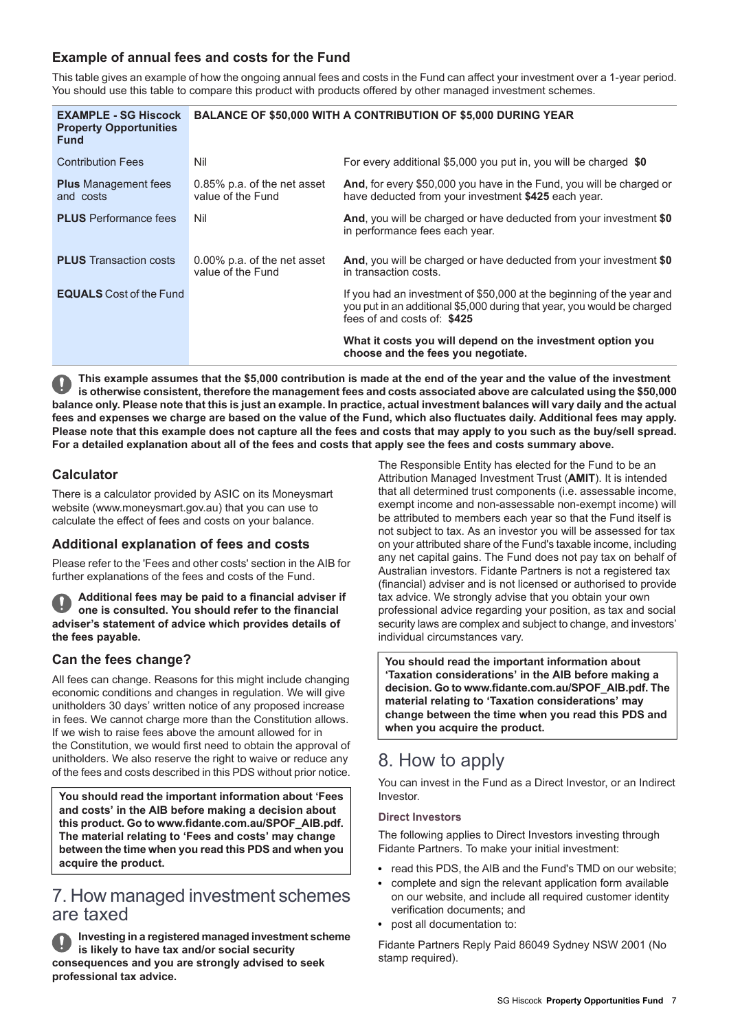### Example of annual fees and costs for the Fund

This table gives an example of how the ongoing annual fees and costs in the Fund can affect your investment over a 1-year period. You should use this table to compare this product with products offered by other managed investment schemes.

| EXAMPLE - SG Hiscock Property Opportunities Fund | BALANCE OF $50,000 WITH A CONTRIBUTION OF $5,000 DURING YEAR | |
|---|---|---|
| Contribution Fees | Nil | For every additional $5,000 you put in, you will be charged **$0** |
| **Plus** Management fees and costs | 0.85% p.a. of the net asset value of the Fund | **And**, for every $50,000 you have in the Fund, you will be charged or have deducted from your investment **$425** each year. |
| **PLUS** Performance fees | Nil | **And**, you will be charged or have deducted from your investment **$0** in performance fees each year. |
| **PLUS** Transaction costs | 0.00% p.a. of the net asset value of the Fund | **And**, you will be charged or have deducted from your investment **$0** in transaction costs. |
| **EQUALS** Cost of the Fund | | If you had an investment of $50,000 at the beginning of the year and you put in an additional $5,000 during that year, you would be charged fees of and costs of: **$425**<br><br>**What it costs you will depend on the investment option you choose and the fees you negotiate.** |

**This example assumes that the $5,000 contribution is made at the end of the year and the value of the investment is otherwise consistent, therefore the management fees and costs associated above are calculated using the $50,000 balance only. Please note that this is just an example. In practice, actual investment balances will vary daily and the actual fees and expenses we charge are based on the value of the Fund, which also fluctuates daily. Additional fees may apply. Please note that this example does not capture all the fees and costs that may apply to you such as the buy/sell spread. For a detailed explanation about all of the fees and costs that apply see the fees and costs summary above.**

### Calculator

There is a calculator provided by ASIC on its Moneysmart website (www.moneysmart.gov.au) that you can use to calculate the effect of fees and costs on your balance.

### Additional explanation of fees and costs

Please refer to the 'Fees and other costs' section in the AIB for further explanations of the fees and costs of the Fund.

**Additional fees may be paid to a financial adviser if one is consulted. You should refer to the financial adviser's statement of advice which provides details of the fees payable.**

### Can the fees change?

All fees can change. Reasons for this might include changing economic conditions and changes in regulation. We will give unitholders 30 days' written notice of any proposed increase in fees. We cannot charge more than the Constitution allows. If we wish to raise fees above the amount allowed for in the Constitution, we would first need to obtain the approval of unitholders. We also reserve the right to waive or reduce any of the fees and costs described in this PDS without prior notice.

**You should read the important information about 'Fees and costs' in the AIB before making a decision about this product. Go to www.fidante.com.au/SPOF_AIB.pdf. The material relating to 'Fees and costs' may change between the time when you read this PDS and when you acquire the product.**

## 7. How managed investment schemes are taxed

**Investing in a registered managed investment scheme is likely to have tax and/or social security consequences and you are strongly advised to seek professional tax advice.**

The Responsible Entity has elected for the Fund to be an Attribution Managed Investment Trust (**AMIT**). It is intended that all determined trust components (i.e. assessable income, exempt income and non-assessable non-exempt income) will be attributed to members each year so that the Fund itself is not subject to tax. As an investor you will be assessed for tax on your attributed share of the Fund's taxable income, including any net capital gains. The Fund does not pay tax on behalf of Australian investors. Fidante Partners is not a registered tax (financial) adviser and is not licensed or authorised to provide tax advice. We strongly advise that you obtain your own professional advice regarding your position, as tax and social security laws are complex and subject to change, and investors' individual circumstances vary.

**You should read the important information about 'Taxation considerations' in the AIB before making a decision. Go to www.fidante.com.au/SPOF_AIB.pdf. The material relating to 'Taxation considerations' may change between the time when you read this PDS and when you acquire the product.**

## 8. How to apply

You can invest in the Fund as a Direct Investor, or an Indirect Investor.

**Direct Investors**

The following applies to Direct Investors investing through Fidante Partners. To make your initial investment:

- read this PDS, the AIB and the Fund's TMD on our website;
- complete and sign the relevant application form available on our website, and include all required customer identity verification documents; and
- post all documentation to:

Fidante Partners Reply Paid 86049 Sydney NSW 2001 (No stamp required).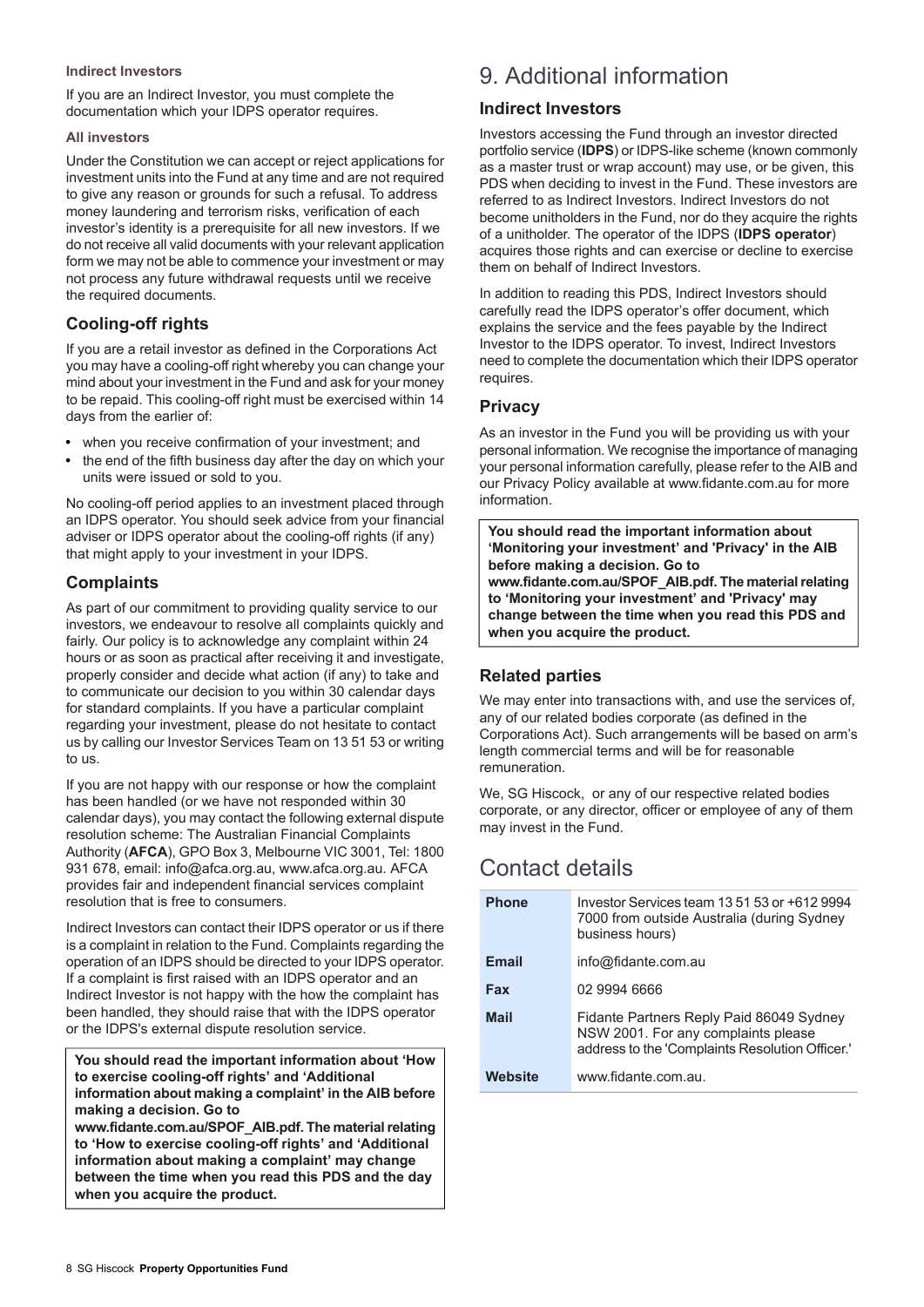#### Indirect Investors

If you are an Indirect Investor, you must complete the documentation which your IDPS operator requires.

#### All investors

Under the Constitution we can accept or reject applications for investment units into the Fund at any time and are not required to give any reason or grounds for such a refusal. To address money laundering and terrorism risks, verification of each investor's identity is a prerequisite for all new investors. If we do not receive all valid documents with your relevant application form we may not be able to commence your investment or may not process any future withdrawal requests until we receive the required documents.

### Cooling-off rights

If you are a retail investor as defined in the Corporations Act you may have a cooling-off right whereby you can change your mind about your investment in the Fund and ask for your money to be repaid. This cooling-off right must be exercised within 14 days from the earlier of:

- when you receive confirmation of your investment; and
- the end of the fifth business day after the day on which your units were issued or sold to you.

No cooling-off period applies to an investment placed through an IDPS operator. You should seek advice from your financial adviser or IDPS operator about the cooling-off rights (if any) that might apply to your investment in your IDPS.

### Complaints

As part of our commitment to providing quality service to our investors, we endeavour to resolve all complaints quickly and fairly. Our policy is to acknowledge any complaint within 24 hours or as soon as practical after receiving it and investigate, properly consider and decide what action (if any) to take and to communicate our decision to you within 30 calendar days for standard complaints. If you have a particular complaint regarding your investment, please do not hesitate to contact us by calling our Investor Services Team on 13 51 53 or writing to us.

If you are not happy with our response or how the complaint has been handled (or we have not responded within 30 calendar days), you may contact the following external dispute resolution scheme: The Australian Financial Complaints Authority (**AFCA**), GPO Box 3, Melbourne VIC 3001, Tel: 1800 931 678, email: info@afca.org.au, www.afca.org.au. AFCA provides fair and independent financial services complaint resolution that is free to consumers.

Indirect Investors can contact their IDPS operator or us if there is a complaint in relation to the Fund. Complaints regarding the operation of an IDPS should be directed to your IDPS operator. If a complaint is first raised with an IDPS operator and an Indirect Investor is not happy with the how the complaint has been handled, they should raise that with the IDPS operator or the IDPS's external dispute resolution service.

**You should read the important information about 'How to exercise cooling-off rights' and 'Additional information about making a complaint' in the AIB before making a decision. Go to www.fidante.com.au/SPOF_AIB.pdf. The material relating to 'How to exercise cooling-off rights' and 'Additional information about making a complaint' may change between the time when you read this PDS and the day when you acquire the product.**

# 9. Additional information

### Indirect Investors

Investors accessing the Fund through an investor directed portfolio service (**IDPS**) or IDPS-like scheme (known commonly as a master trust or wrap account) may use, or be given, this PDS when deciding to invest in the Fund. These investors are referred to as Indirect Investors. Indirect Investors do not become unitholders in the Fund, nor do they acquire the rights of a unitholder. The operator of the IDPS (**IDPS operator**) acquires those rights and can exercise or decline to exercise them on behalf of Indirect Investors.

In addition to reading this PDS, Indirect Investors should carefully read the IDPS operator's offer document, which explains the service and the fees payable by the Indirect Investor to the IDPS operator. To invest, Indirect Investors need to complete the documentation which their IDPS operator requires.

### Privacy

As an investor in the Fund you will be providing us with your personal information. We recognise the importance of managing your personal information carefully, please refer to the AIB and our Privacy Policy available at www.fidante.com.au for more information.

**You should read the important information about 'Monitoring your investment' and 'Privacy' in the AIB before making a decision. Go to www.fidante.com.au/SPOF_AIB.pdf. The material relating to 'Monitoring your investment' and 'Privacy' may change between the time when you read this PDS and when you acquire the product.**

### Related parties

We may enter into transactions with, and use the services of, any of our related bodies corporate (as defined in the Corporations Act). Such arrangements will be based on arm's length commercial terms and will be for reasonable remuneration.

We, SG Hiscock, or any of our respective related bodies corporate, or any director, officer or employee of any of them may invest in the Fund.

# Contact details

| | |
|---|---|
| **Phone** | Investor Services team 13 51 53 or +612 9994 7000 from outside Australia (during Sydney business hours) |
| **Email** | info@fidante.com.au |
| **Fax** | 02 9994 6666 |
| **Mail** | Fidante Partners Reply Paid 86049 Sydney NSW 2001. For any complaints please address to the 'Complaints Resolution Officer.' |
| **Website** | www.fidante.com.au. |